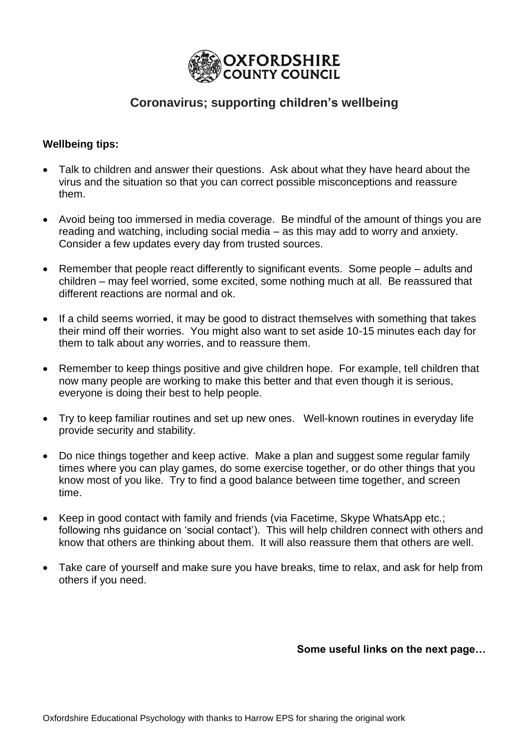OXFORDSHIRE COUNTY COUNCIL

## Coronavirus; supporting children's wellbeing

**Wellbeing tips:**

- Talk to children and answer their questions. Ask about what they have heard about the virus and the situation so that you can correct possible misconceptions and reassure them.
- Avoid being too immersed in media coverage. Be mindful of the amount of things you are reading and watching, including social media – as this may add to worry and anxiety. Consider a few updates every day from trusted sources.
- Remember that people react differently to significant events. Some people – adults and children – may feel worried, some excited, some nothing much at all. Be reassured that different reactions are normal and ok.
- If a child seems worried, it may be good to distract themselves with something that takes their mind off their worries. You might also want to set aside 10-15 minutes each day for them to talk about any worries, and to reassure them.
- Remember to keep things positive and give children hope. For example, tell children that now many people are working to make this better and that even though it is serious, everyone is doing their best to help people.
- Try to keep familiar routines and set up new ones. Well-known routines in everyday life provide security and stability.
- Do nice things together and keep active. Make a plan and suggest some regular family times where you can play games, do some exercise together, or do other things that you know most of you like. Try to find a good balance between time together, and screen time.
- Keep in good contact with family and friends (via Facetime, Skype WhatsApp etc.; following nhs guidance on 'social contact'). This will help children connect with others and know that others are thinking about them. It will also reassure them that others are well.
- Take care of yourself and make sure you have breaks, time to relax, and ask for help from others if you need.

**Some useful links on the next page…**

Oxfordshire Educational Psychology with thanks to Harrow EPS for sharing the original work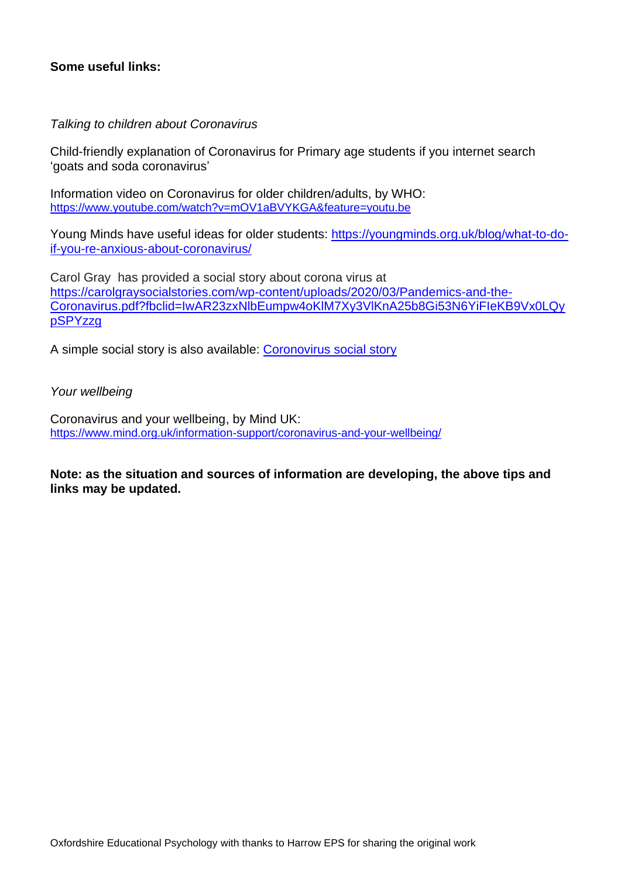**Some useful links:**

*Talking to children about Coronavirus*

Child-friendly explanation of Coronavirus for Primary age students if you internet search 'goats and soda coronavirus'

Information video on Coronavirus for older children/adults, by WHO: https://www.youtube.com/watch?v=mOV1aBVYKGA&feature=youtu.be

Young Minds have useful ideas for older students: https://youngminds.org.uk/blog/what-to-do-if-you-re-anxious-about-coronavirus/

Carol Gray has provided a social story about corona virus at https://carolgraysocialstories.com/wp-content/uploads/2020/03/Pandemics-and-the-Coronavirus.pdf?fbclid=IwAR23zxNlbEumpw4oKlM7Xy3VlKnA25b8Gi53N6YiFIeKB9Vx0LQypSPYzzg

A simple social story is also available: Coronovirus social story

*Your wellbeing*

Coronavirus and your wellbeing, by Mind UK: https://www.mind.org.uk/information-support/coronavirus-and-your-wellbeing/

**Note: as the situation and sources of information are developing, the above tips and links may be updated.**

Oxfordshire Educational Psychology with thanks to Harrow EPS for sharing the original work